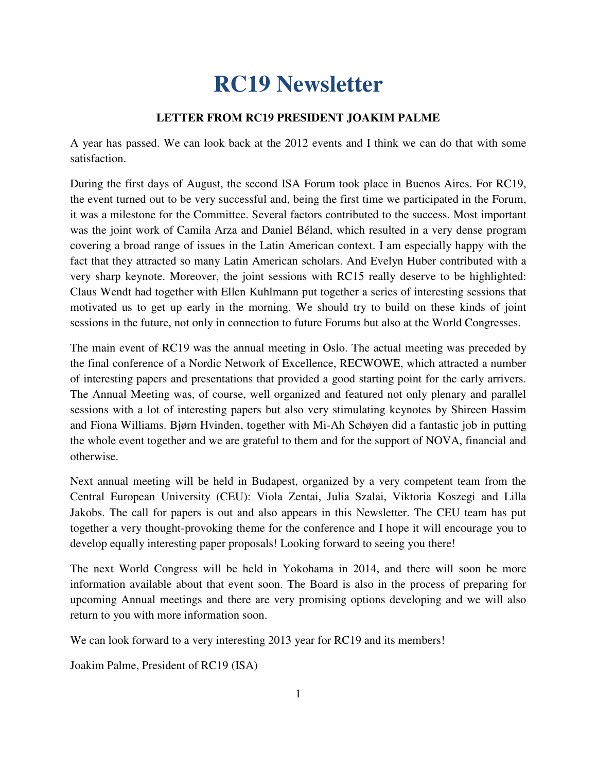# RC19 Newsletter

**LETTER FROM RC19 PRESIDENT JOAKIM PALME**

A year has passed. We can look back at the 2012 events and I think we can do that with some satisfaction.

During the first days of August, the second ISA Forum took place in Buenos Aires. For RC19, the event turned out to be very successful and, being the first time we participated in the Forum, it was a milestone for the Committee. Several factors contributed to the success. Most important was the joint work of Camila Arza and Daniel Béland, which resulted in a very dense program covering a broad range of issues in the Latin American context. I am especially happy with the fact that they attracted so many Latin American scholars. And Evelyn Huber contributed with a very sharp keynote. Moreover, the joint sessions with RC15 really deserve to be highlighted: Claus Wendt had together with Ellen Kuhlmann put together a series of interesting sessions that motivated us to get up early in the morning. We should try to build on these kinds of joint sessions in the future, not only in connection to future Forums but also at the World Congresses.

The main event of RC19 was the annual meeting in Oslo. The actual meeting was preceded by the final conference of a Nordic Network of Excellence, RECWOWE, which attracted a number of interesting papers and presentations that provided a good starting point for the early arrivers. The Annual Meeting was, of course, well organized and featured not only plenary and parallel sessions with a lot of interesting papers but also very stimulating keynotes by Shireen Hassim and Fiona Williams. Bjørn Hvinden, together with Mi-Ah Schøyen did a fantastic job in putting the whole event together and we are grateful to them and for the support of NOVA, financial and otherwise.

Next annual meeting will be held in Budapest, organized by a very competent team from the Central European University (CEU): Viola Zentai, Julia Szalai, Viktoria Koszegi and Lilla Jakobs. The call for papers is out and also appears in this Newsletter. The CEU team has put together a very thought-provoking theme for the conference and I hope it will encourage you to develop equally interesting paper proposals! Looking forward to seeing you there!

The next World Congress will be held in Yokohama in 2014, and there will soon be more information available about that event soon. The Board is also in the process of preparing for upcoming Annual meetings and there are very promising options developing and we will also return to you with more information soon.

We can look forward to a very interesting 2013 year for RC19 and its members!

Joakim Palme, President of RC19 (ISA)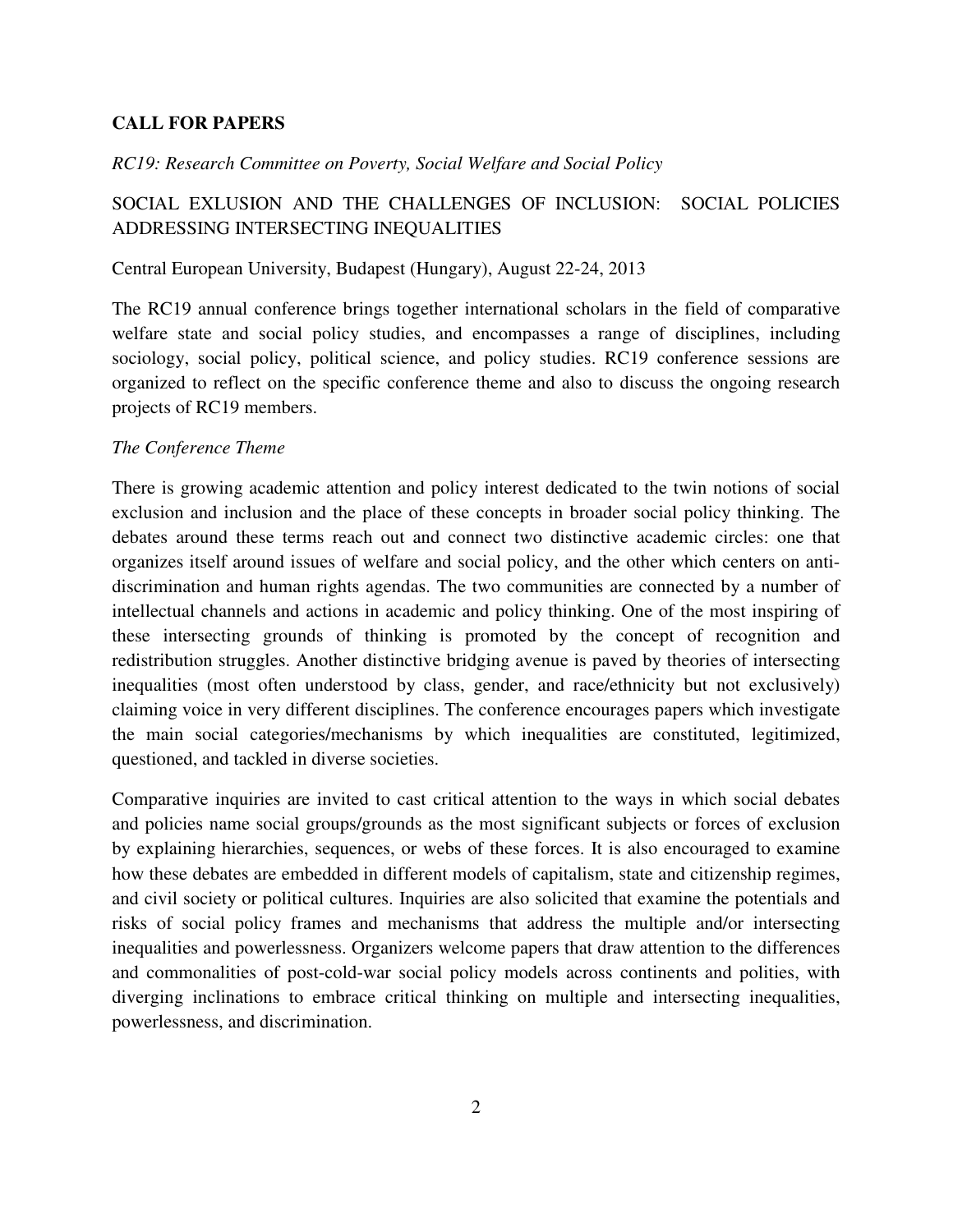**CALL FOR PAPERS**

*RC19: Research Committee on Poverty, Social Welfare and Social Policy*

SOCIAL EXLUSION AND THE CHALLENGES OF INCLUSION: SOCIAL POLICIES ADDRESSING INTERSECTING INEQUALITIES

Central European University, Budapest (Hungary), August 22-24, 2013

The RC19 annual conference brings together international scholars in the field of comparative welfare state and social policy studies, and encompasses a range of disciplines, including sociology, social policy, political science, and policy studies. RC19 conference sessions are organized to reflect on the specific conference theme and also to discuss the ongoing research projects of RC19 members.

*The Conference Theme*

There is growing academic attention and policy interest dedicated to the twin notions of social exclusion and inclusion and the place of these concepts in broader social policy thinking. The debates around these terms reach out and connect two distinctive academic circles: one that organizes itself around issues of welfare and social policy, and the other which centers on anti-discrimination and human rights agendas. The two communities are connected by a number of intellectual channels and actions in academic and policy thinking. One of the most inspiring of these intersecting grounds of thinking is promoted by the concept of recognition and redistribution struggles. Another distinctive bridging avenue is paved by theories of intersecting inequalities (most often understood by class, gender, and race/ethnicity but not exclusively) claiming voice in very different disciplines. The conference encourages papers which investigate the main social categories/mechanisms by which inequalities are constituted, legitimized, questioned, and tackled in diverse societies.

Comparative inquiries are invited to cast critical attention to the ways in which social debates and policies name social groups/grounds as the most significant subjects or forces of exclusion by explaining hierarchies, sequences, or webs of these forces. It is also encouraged to examine how these debates are embedded in different models of capitalism, state and citizenship regimes, and civil society or political cultures. Inquiries are also solicited that examine the potentials and risks of social policy frames and mechanisms that address the multiple and/or intersecting inequalities and powerlessness. Organizers welcome papers that draw attention to the differences and commonalities of post-cold-war social policy models across continents and polities, with diverging inclinations to embrace critical thinking on multiple and intersecting inequalities, powerlessness, and discrimination.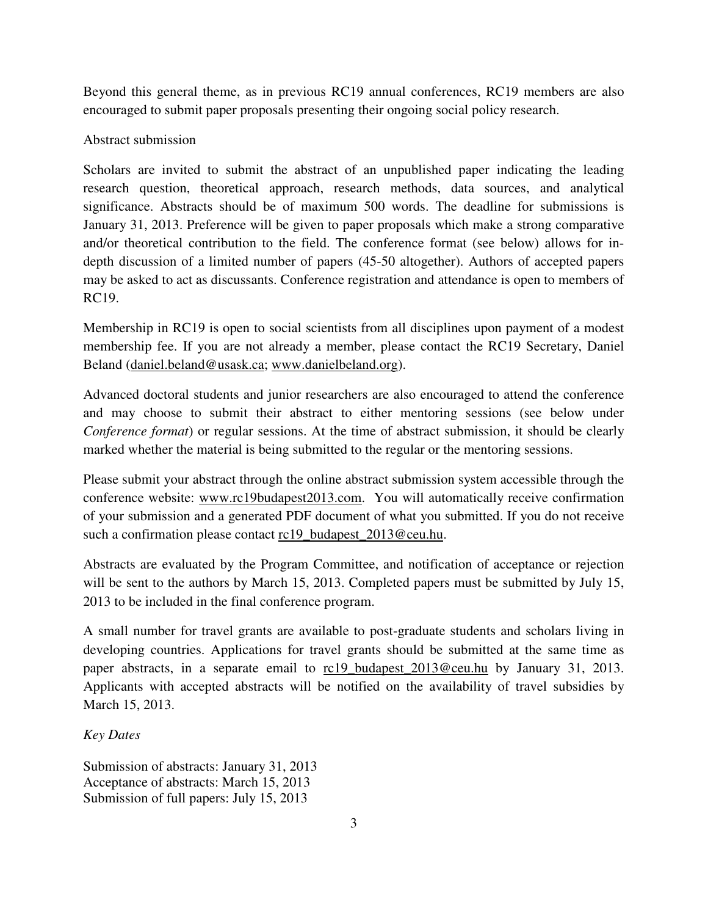Beyond this general theme, as in previous RC19 annual conferences, RC19 members are also encouraged to submit paper proposals presenting their ongoing social policy research.

Abstract submission

Scholars are invited to submit the abstract of an unpublished paper indicating the leading research question, theoretical approach, research methods, data sources, and analytical significance. Abstracts should be of maximum 500 words. The deadline for submissions is January 31, 2013. Preference will be given to paper proposals which make a strong comparative and/or theoretical contribution to the field. The conference format (see below) allows for in-depth discussion of a limited number of papers (45-50 altogether). Authors of accepted papers may be asked to act as discussants. Conference registration and attendance is open to members of RC19.

Membership in RC19 is open to social scientists from all disciplines upon payment of a modest membership fee. If you are not already a member, please contact the RC19 Secretary, Daniel Beland (daniel.beland@usask.ca; www.danielbeland.org).

Advanced doctoral students and junior researchers are also encouraged to attend the conference and may choose to submit their abstract to either mentoring sessions (see below under *Conference format*) or regular sessions. At the time of abstract submission, it should be clearly marked whether the material is being submitted to the regular or the mentoring sessions.

Please submit your abstract through the online abstract submission system accessible through the conference website: www.rc19budapest2013.com. You will automatically receive confirmation of your submission and a generated PDF document of what you submitted. If you do not receive such a confirmation please contact rc19_budapest_2013@ceu.hu.

Abstracts are evaluated by the Program Committee, and notification of acceptance or rejection will be sent to the authors by March 15, 2013. Completed papers must be submitted by July 15, 2013 to be included in the final conference program.

A small number for travel grants are available to post-graduate students and scholars living in developing countries. Applications for travel grants should be submitted at the same time as paper abstracts, in a separate email to rc19_budapest_2013@ceu.hu by January 31, 2013. Applicants with accepted abstracts will be notified on the availability of travel subsidies by March 15, 2013.

*Key Dates*

Submission of abstracts: January 31, 2013
Acceptance of abstracts: March 15, 2013
Submission of full papers: July 15, 2013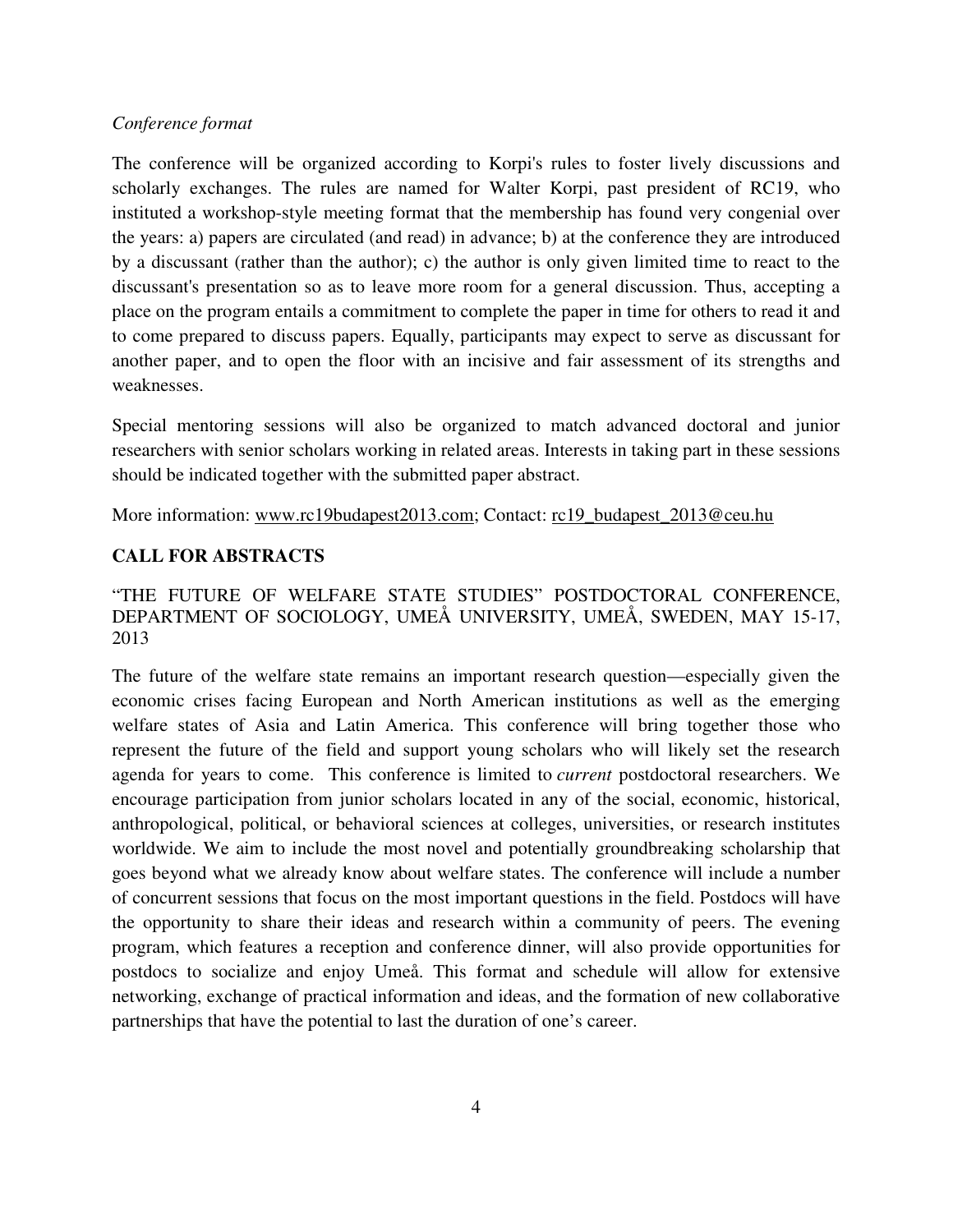*Conference format*

The conference will be organized according to Korpi's rules to foster lively discussions and scholarly exchanges. The rules are named for Walter Korpi, past president of RC19, who instituted a workshop-style meeting format that the membership has found very congenial over the years: a) papers are circulated (and read) in advance; b) at the conference they are introduced by a discussant (rather than the author); c) the author is only given limited time to react to the discussant's presentation so as to leave more room for a general discussion. Thus, accepting a place on the program entails a commitment to complete the paper in time for others to read it and to come prepared to discuss papers. Equally, participants may expect to serve as discussant for another paper, and to open the floor with an incisive and fair assessment of its strengths and weaknesses.

Special mentoring sessions will also be organized to match advanced doctoral and junior researchers with senior scholars working in related areas. Interests in taking part in these sessions should be indicated together with the submitted paper abstract.

More information: www.rc19budapest2013.com; Contact: rc19_budapest_2013@ceu.hu

## CALL FOR ABSTRACTS

"THE FUTURE OF WELFARE STATE STUDIES" POSTDOCTORAL CONFERENCE, DEPARTMENT OF SOCIOLOGY, UMEÅ UNIVERSITY, UMEÅ, SWEDEN, MAY 15-17, 2013

The future of the welfare state remains an important research question—especially given the economic crises facing European and North American institutions as well as the emerging welfare states of Asia and Latin America. This conference will bring together those who represent the future of the field and support young scholars who will likely set the research agenda for years to come. This conference is limited to *current* postdoctoral researchers. We encourage participation from junior scholars located in any of the social, economic, historical, anthropological, political, or behavioral sciences at colleges, universities, or research institutes worldwide. We aim to include the most novel and potentially groundbreaking scholarship that goes beyond what we already know about welfare states. The conference will include a number of concurrent sessions that focus on the most important questions in the field. Postdocs will have the opportunity to share their ideas and research within a community of peers. The evening program, which features a reception and conference dinner, will also provide opportunities for postdocs to socialize and enjoy Umeå. This format and schedule will allow for extensive networking, exchange of practical information and ideas, and the formation of new collaborative partnerships that have the potential to last the duration of one's career.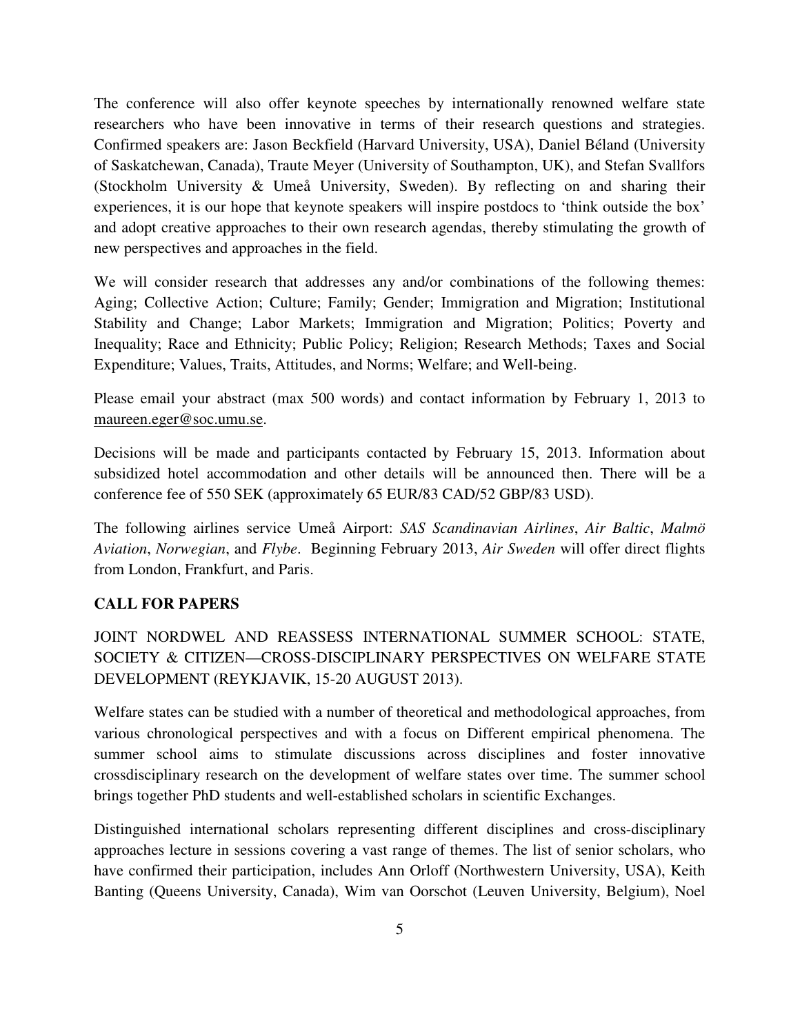The conference will also offer keynote speeches by internationally renowned welfare state researchers who have been innovative in terms of their research questions and strategies. Confirmed speakers are: Jason Beckfield (Harvard University, USA), Daniel Béland (University of Saskatchewan, Canada), Traute Meyer (University of Southampton, UK), and Stefan Svallfors (Stockholm University & Umeå University, Sweden). By reflecting on and sharing their experiences, it is our hope that keynote speakers will inspire postdocs to 'think outside the box' and adopt creative approaches to their own research agendas, thereby stimulating the growth of new perspectives and approaches in the field.

We will consider research that addresses any and/or combinations of the following themes: Aging; Collective Action; Culture; Family; Gender; Immigration and Migration; Institutional Stability and Change; Labor Markets; Immigration and Migration; Politics; Poverty and Inequality; Race and Ethnicity; Public Policy; Religion; Research Methods; Taxes and Social Expenditure; Values, Traits, Attitudes, and Norms; Welfare; and Well-being.

Please email your abstract (max 500 words) and contact information by February 1, 2013 to maureen.eger@soc.umu.se.

Decisions will be made and participants contacted by February 15, 2013. Information about subsidized hotel accommodation and other details will be announced then. There will be a conference fee of 550 SEK (approximately 65 EUR/83 CAD/52 GBP/83 USD).

The following airlines service Umeå Airport: *SAS Scandinavian Airlines*, *Air Baltic*, *Malmö Aviation*, *Norwegian*, and *Flybe*. Beginning February 2013, *Air Sweden* will offer direct flights from London, Frankfurt, and Paris.

**CALL FOR PAPERS**

JOINT NORDWEL AND REASSESS INTERNATIONAL SUMMER SCHOOL: STATE, SOCIETY & CITIZEN—CROSS-DISCIPLINARY PERSPECTIVES ON WELFARE STATE DEVELOPMENT (REYKJAVIK, 15-20 AUGUST 2013).

Welfare states can be studied with a number of theoretical and methodological approaches, from various chronological perspectives and with a focus on Different empirical phenomena. The summer school aims to stimulate discussions across disciplines and foster innovative crossdisciplinary research on the development of welfare states over time. The summer school brings together PhD students and well-established scholars in scientific Exchanges.

Distinguished international scholars representing different disciplines and cross-disciplinary approaches lecture in sessions covering a vast range of themes. The list of senior scholars, who have confirmed their participation, includes Ann Orloff (Northwestern University, USA), Keith Banting (Queens University, Canada), Wim van Oorschot (Leuven University, Belgium), Noel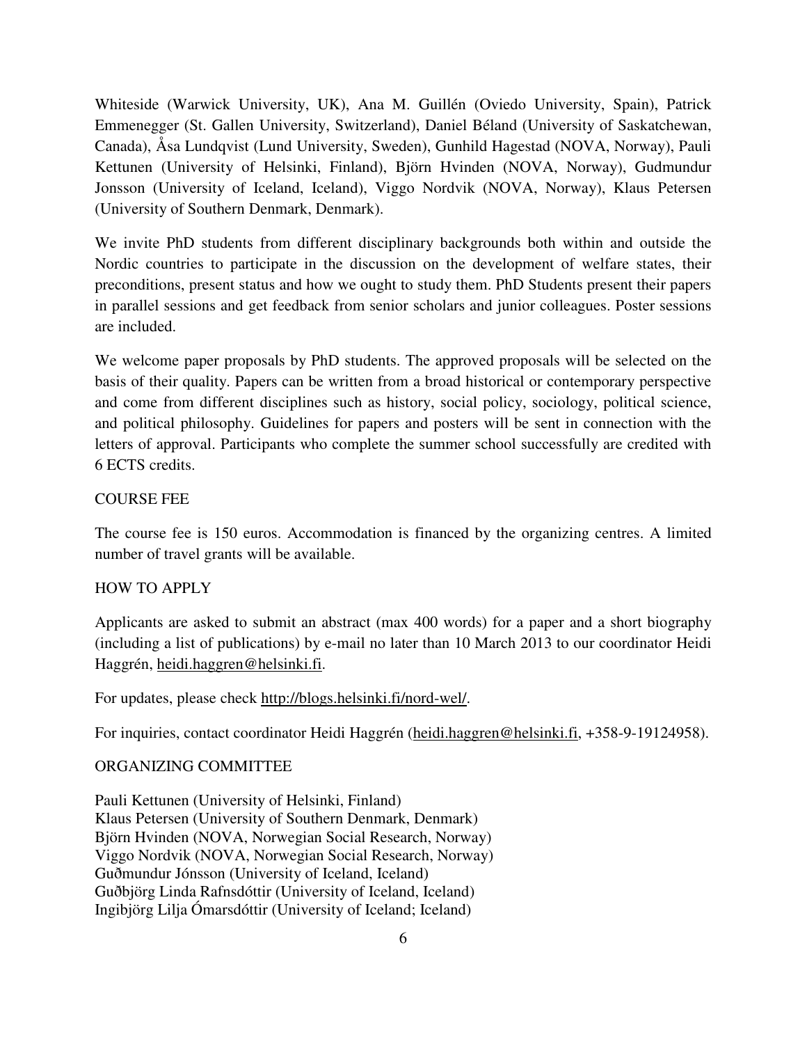Whiteside (Warwick University, UK), Ana M. Guillén (Oviedo University, Spain), Patrick Emmenegger (St. Gallen University, Switzerland), Daniel Béland (University of Saskatchewan, Canada), Åsa Lundqvist (Lund University, Sweden), Gunhild Hagestad (NOVA, Norway), Pauli Kettunen (University of Helsinki, Finland), Björn Hvinden (NOVA, Norway), Gudmundur Jonsson (University of Iceland, Iceland), Viggo Nordvik (NOVA, Norway), Klaus Petersen (University of Southern Denmark, Denmark).

We invite PhD students from different disciplinary backgrounds both within and outside the Nordic countries to participate in the discussion on the development of welfare states, their preconditions, present status and how we ought to study them. PhD Students present their papers in parallel sessions and get feedback from senior scholars and junior colleagues. Poster sessions are included.

We welcome paper proposals by PhD students. The approved proposals will be selected on the basis of their quality. Papers can be written from a broad historical or contemporary perspective and come from different disciplines such as history, social policy, sociology, political science, and political philosophy. Guidelines for papers and posters will be sent in connection with the letters of approval. Participants who complete the summer school successfully are credited with 6 ECTS credits.

## COURSE FEE

The course fee is 150 euros. Accommodation is financed by the organizing centres. A limited number of travel grants will be available.

## HOW TO APPLY

Applicants are asked to submit an abstract (max 400 words) for a paper and a short biography (including a list of publications) by e-mail no later than 10 March 2013 to our coordinator Heidi Haggrén, heidi.haggren@helsinki.fi.

For updates, please check http://blogs.helsinki.fi/nord-wel/.

For inquiries, contact coordinator Heidi Haggrén (heidi.haggren@helsinki.fi, +358-9-19124958).

## ORGANIZING COMMITTEE

Pauli Kettunen (University of Helsinki, Finland)  
Klaus Petersen (University of Southern Denmark, Denmark)  
Björn Hvinden (NOVA, Norwegian Social Research, Norway)  
Viggo Nordvik (NOVA, Norwegian Social Research, Norway)  
Guðmundur Jónsson (University of Iceland, Iceland)  
Guðbjörg Linda Rafnsdóttir (University of Iceland, Iceland)  
Ingibjörg Lilja Ómarsdóttir (University of Iceland; Iceland)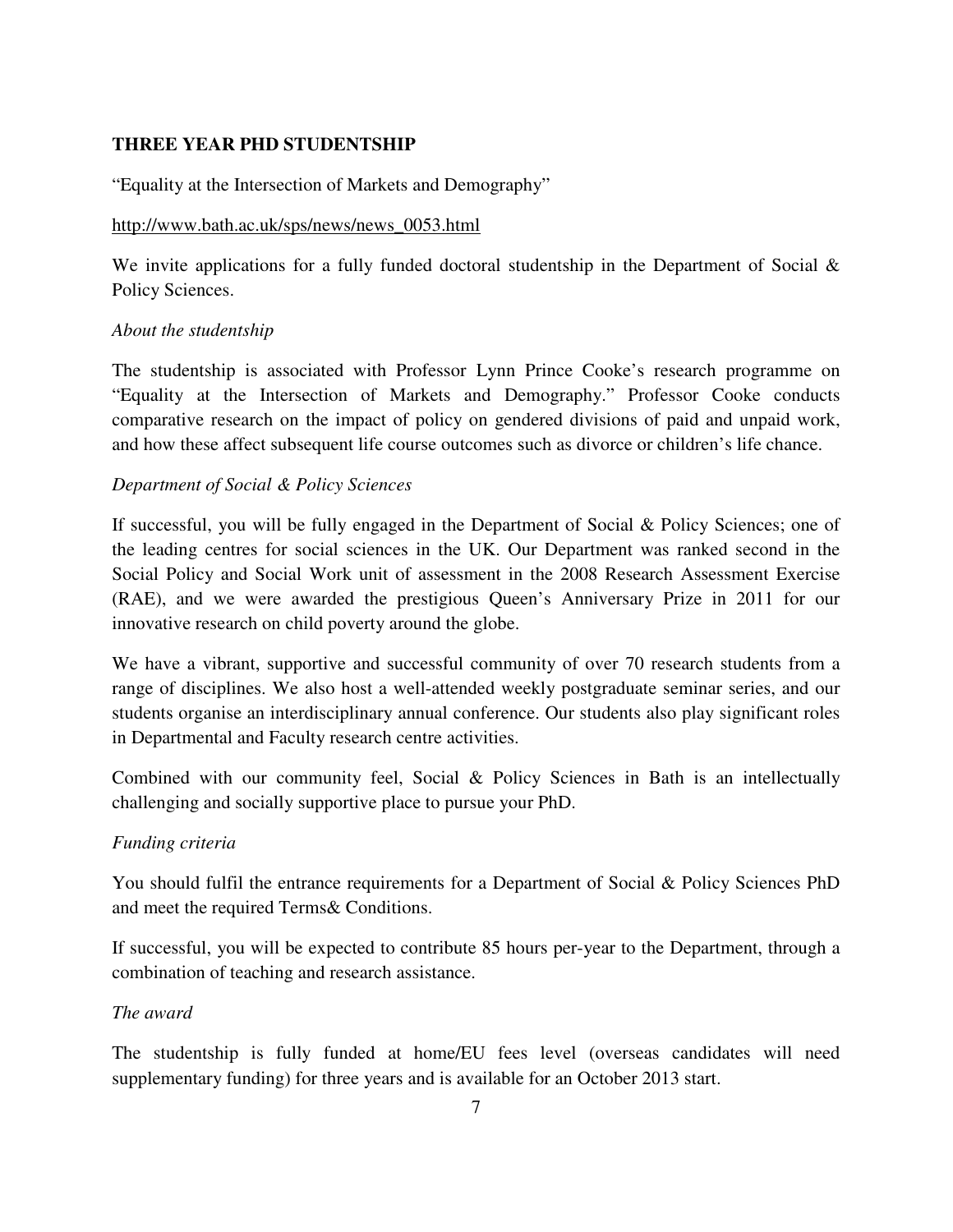**THREE YEAR PHD STUDENTSHIP**

“Equality at the Intersection of Markets and Demography”

http://www.bath.ac.uk/sps/news/news_0053.html

We invite applications for a fully funded doctoral studentship in the Department of Social & Policy Sciences.

*About the studentship*

The studentship is associated with Professor Lynn Prince Cooke’s research programme on “Equality at the Intersection of Markets and Demography.” Professor Cooke conducts comparative research on the impact of policy on gendered divisions of paid and unpaid work, and how these affect subsequent life course outcomes such as divorce or children’s life chance.

*Department of Social & Policy Sciences*

If successful, you will be fully engaged in the Department of Social & Policy Sciences; one of the leading centres for social sciences in the UK. Our Department was ranked second in the Social Policy and Social Work unit of assessment in the 2008 Research Assessment Exercise (RAE), and we were awarded the prestigious Queen’s Anniversary Prize in 2011 for our innovative research on child poverty around the globe.

We have a vibrant, supportive and successful community of over 70 research students from a range of disciplines. We also host a well-attended weekly postgraduate seminar series, and our students organise an interdisciplinary annual conference. Our students also play significant roles in Departmental and Faculty research centre activities.

Combined with our community feel, Social & Policy Sciences in Bath is an intellectually challenging and socially supportive place to pursue your PhD.

*Funding criteria*

You should fulfil the entrance requirements for a Department of Social & Policy Sciences PhD and meet the required Terms& Conditions.

If successful, you will be expected to contribute 85 hours per-year to the Department, through a combination of teaching and research assistance.

*The award*

The studentship is fully funded at home/EU fees level (overseas candidates will need supplementary funding) for three years and is available for an October 2013 start.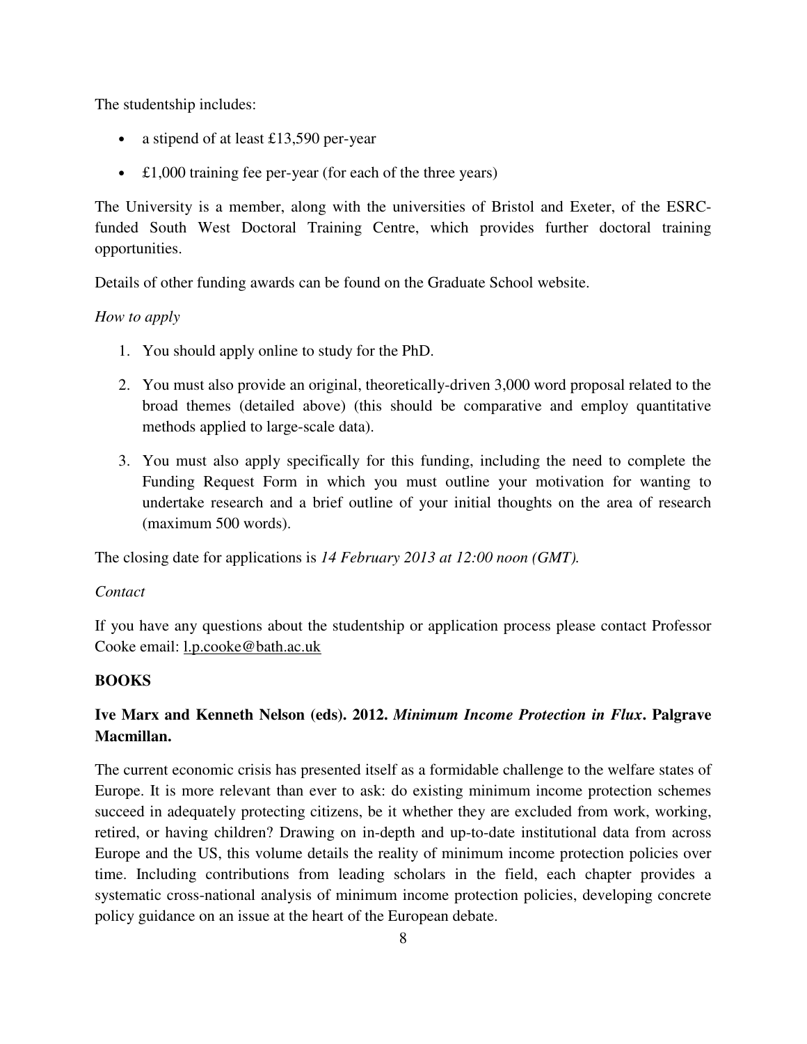The studentship includes:

- a stipend of at least £13,590 per-year
- £1,000 training fee per-year (for each of the three years)

The University is a member, along with the universities of Bristol and Exeter, of the ESRC-funded South West Doctoral Training Centre, which provides further doctoral training opportunities.

Details of other funding awards can be found on the Graduate School website.

*How to apply*

1. You should apply online to study for the PhD.
2. You must also provide an original, theoretically-driven 3,000 word proposal related to the broad themes (detailed above) (this should be comparative and employ quantitative methods applied to large-scale data).
3. You must also apply specifically for this funding, including the need to complete the Funding Request Form in which you must outline your motivation for wanting to undertake research and a brief outline of your initial thoughts on the area of research (maximum 500 words).

The closing date for applications is *14 February 2013 at 12:00 noon (GMT).*

*Contact*

If you have any questions about the studentship or application process please contact Professor Cooke email: l.p.cooke@bath.ac.uk

**BOOKS**

**Ive Marx and Kenneth Nelson (eds). 2012. *Minimum Income Protection in Flux*. Palgrave Macmillan.**

The current economic crisis has presented itself as a formidable challenge to the welfare states of Europe. It is more relevant than ever to ask: do existing minimum income protection schemes succeed in adequately protecting citizens, be it whether they are excluded from work, working, retired, or having children? Drawing on in-depth and up-to-date institutional data from across Europe and the US, this volume details the reality of minimum income protection policies over time. Including contributions from leading scholars in the field, each chapter provides a systematic cross-national analysis of minimum income protection policies, developing concrete policy guidance on an issue at the heart of the European debate.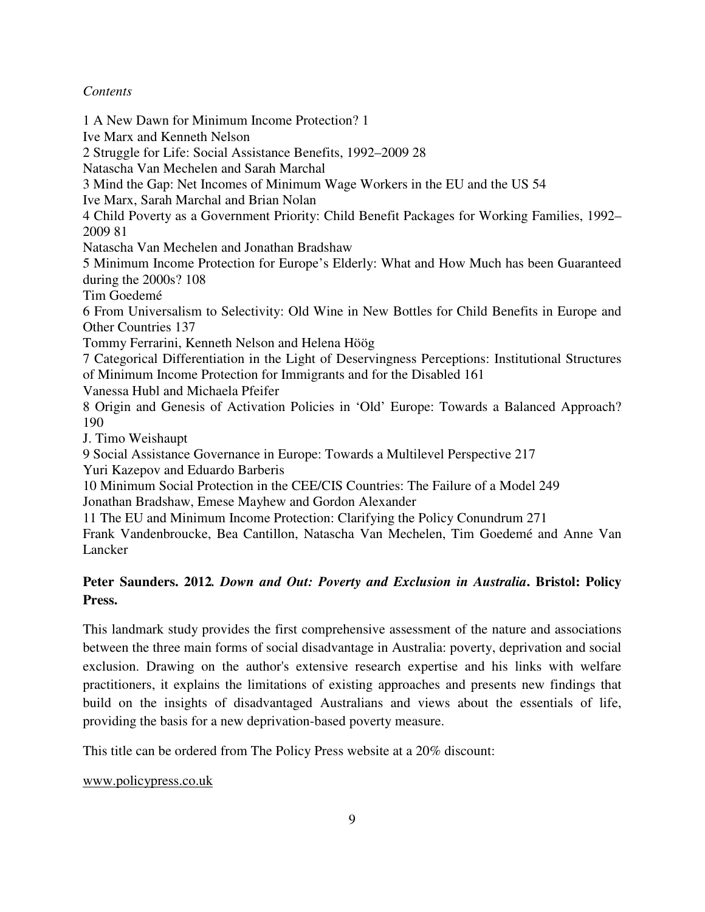*Contents*

1 A New Dawn for Minimum Income Protection? 1
Ive Marx and Kenneth Nelson
2 Struggle for Life: Social Assistance Benefits, 1992–2009 28
Natascha Van Mechelen and Sarah Marchal
3 Mind the Gap: Net Incomes of Minimum Wage Workers in the EU and the US 54
Ive Marx, Sarah Marchal and Brian Nolan
4 Child Poverty as a Government Priority: Child Benefit Packages for Working Families, 1992–2009 81
Natascha Van Mechelen and Jonathan Bradshaw
5 Minimum Income Protection for Europe's Elderly: What and How Much has been Guaranteed during the 2000s? 108
Tim Goedemé
6 From Universalism to Selectivity: Old Wine in New Bottles for Child Benefits in Europe and Other Countries 137
Tommy Ferrarini, Kenneth Nelson and Helena Höög
7 Categorical Differentiation in the Light of Deservingness Perceptions: Institutional Structures of Minimum Income Protection for Immigrants and for the Disabled 161
Vanessa Hubl and Michaela Pfeifer
8 Origin and Genesis of Activation Policies in 'Old' Europe: Towards a Balanced Approach? 190
J. Timo Weishaupt
9 Social Assistance Governance in Europe: Towards a Multilevel Perspective 217
Yuri Kazepov and Eduardo Barberis
10 Minimum Social Protection in the CEE/CIS Countries: The Failure of a Model 249
Jonathan Bradshaw, Emese Mayhew and Gordon Alexander
11 The EU and Minimum Income Protection: Clarifying the Policy Conundrum 271
Frank Vandenbroucke, Bea Cantillon, Natascha Van Mechelen, Tim Goedemé and Anne Van Lancker

**Peter Saunders. 2012*. Down and Out: Poverty and Exclusion in Australia*. Bristol: Policy Press.**

This landmark study provides the first comprehensive assessment of the nature and associations between the three main forms of social disadvantage in Australia: poverty, deprivation and social exclusion. Drawing on the author's extensive research expertise and his links with welfare practitioners, it explains the limitations of existing approaches and presents new findings that build on the insights of disadvantaged Australians and views about the essentials of life, providing the basis for a new deprivation-based poverty measure.

This title can be ordered from The Policy Press website at a 20% discount:

www.policypress.co.uk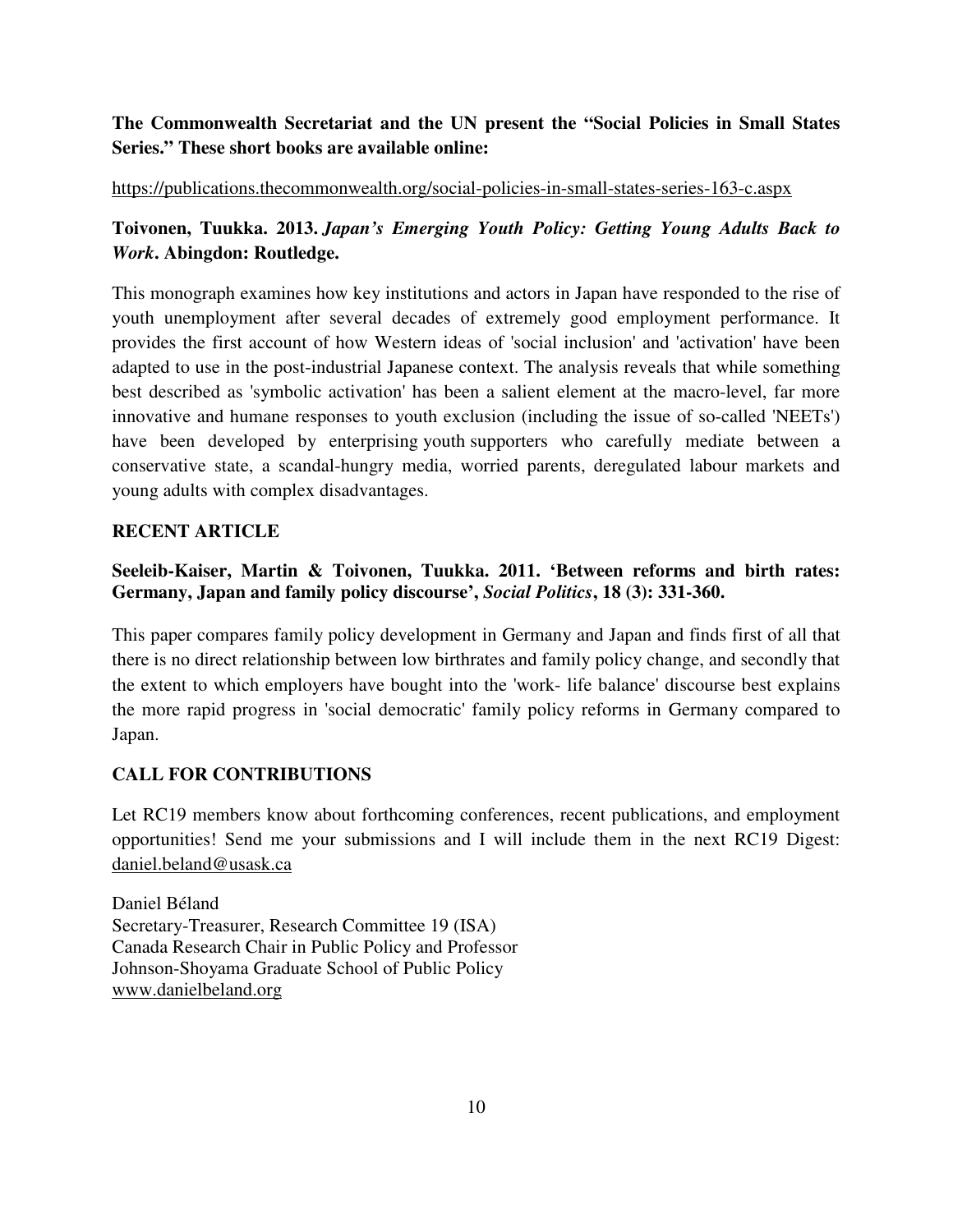**The Commonwealth Secretariat and the UN present the "Social Policies in Small States Series." These short books are available online:**

https://publications.thecommonwealth.org/social-policies-in-small-states-series-163-c.aspx

**Toivonen, Tuukka. 2013.** ***Japan's Emerging Youth Policy: Getting Young Adults Back to Work*****. Abingdon: Routledge.**

This monograph examines how key institutions and actors in Japan have responded to the rise of youth unemployment after several decades of extremely good employment performance. It provides the first account of how Western ideas of 'social inclusion' and 'activation' have been adapted to use in the post-industrial Japanese context. The analysis reveals that while something best described as 'symbolic activation' has been a salient element at the macro-level, far more innovative and humane responses to youth exclusion (including the issue of so-called 'NEETs') have been developed by enterprising youth supporters who carefully mediate between a conservative state, a scandal-hungry media, worried parents, deregulated labour markets and young adults with complex disadvantages.

## RECENT ARTICLE

**Seeleib-Kaiser, Martin & Toivonen, Tuukka. 2011. 'Between reforms and birth rates: Germany, Japan and family policy discourse',** ***Social Politics*****, 18 (3): 331-360.**

This paper compares family policy development in Germany and Japan and finds first of all that there is no direct relationship between low birthrates and family policy change, and secondly that the extent to which employers have bought into the 'work- life balance' discourse best explains the more rapid progress in 'social democratic' family policy reforms in Germany compared to Japan.

## CALL FOR CONTRIBUTIONS

Let RC19 members know about forthcoming conferences, recent publications, and employment opportunities! Send me your submissions and I will include them in the next RC19 Digest: daniel.beland@usask.ca

Daniel Béland
Secretary-Treasurer, Research Committee 19 (ISA)
Canada Research Chair in Public Policy and Professor
Johnson-Shoyama Graduate School of Public Policy
www.danielbeland.org